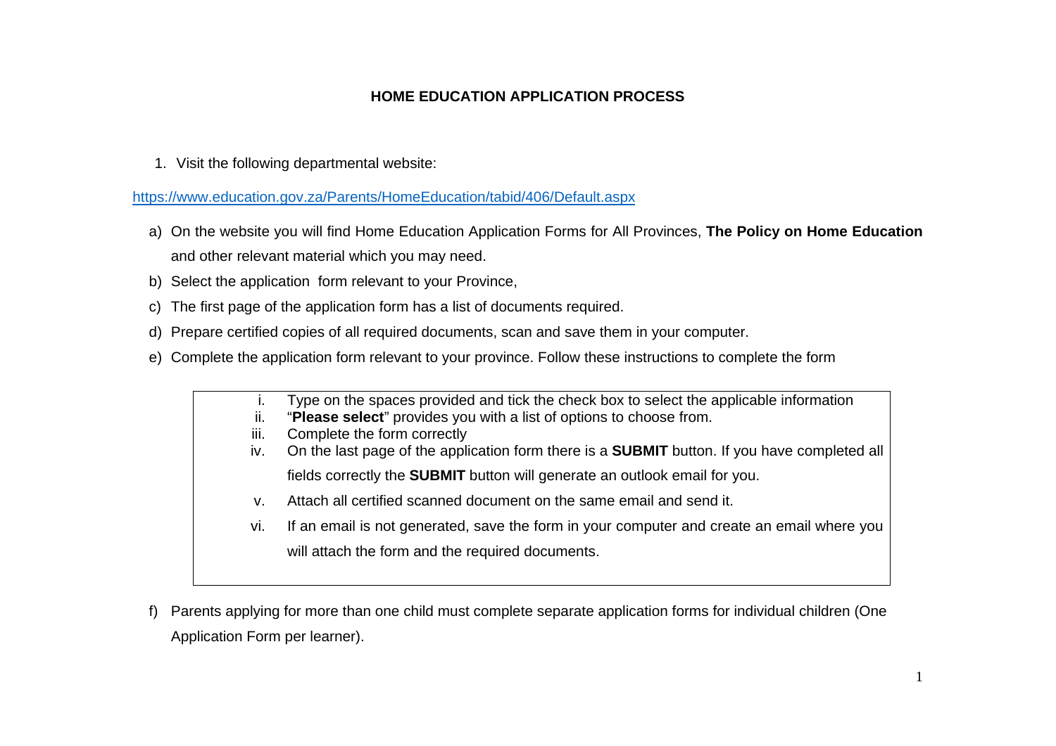# HOME EDUCATION APPLICATION PROCESS

1. Visit the following departmental website:

https://www.education.gov.za/Parents/HomeEducation/tabid/406/Default.aspx

a) On the website you will find Home Education Application Forms for All Provinces, **The Policy on Home Education** and other relevant material which you may need.

b) Select the application form relevant to your Province,

c) The first page of the application form has a list of documents required.

d) Prepare certified copies of all required documents, scan and save them in your computer.

e) Complete the application form relevant to your province. Follow these instructions to complete the form

> i. Type on the spaces provided and tick the check box to select the applicable information
>
> ii. "**Please select**" provides you with a list of options to choose from.
>
> iii. Complete the form correctly
>
> iv. On the last page of the application form there is a **SUBMIT** button. If you have completed all fields correctly the **SUBMIT** button will generate an outlook email for you.
>
> v. Attach all certified scanned document on the same email and send it.
>
> vi. If an email is not generated, save the form in your computer and create an email where you will attach the form and the required documents.

f) Parents applying for more than one child must complete separate application forms for individual children (One Application Form per learner).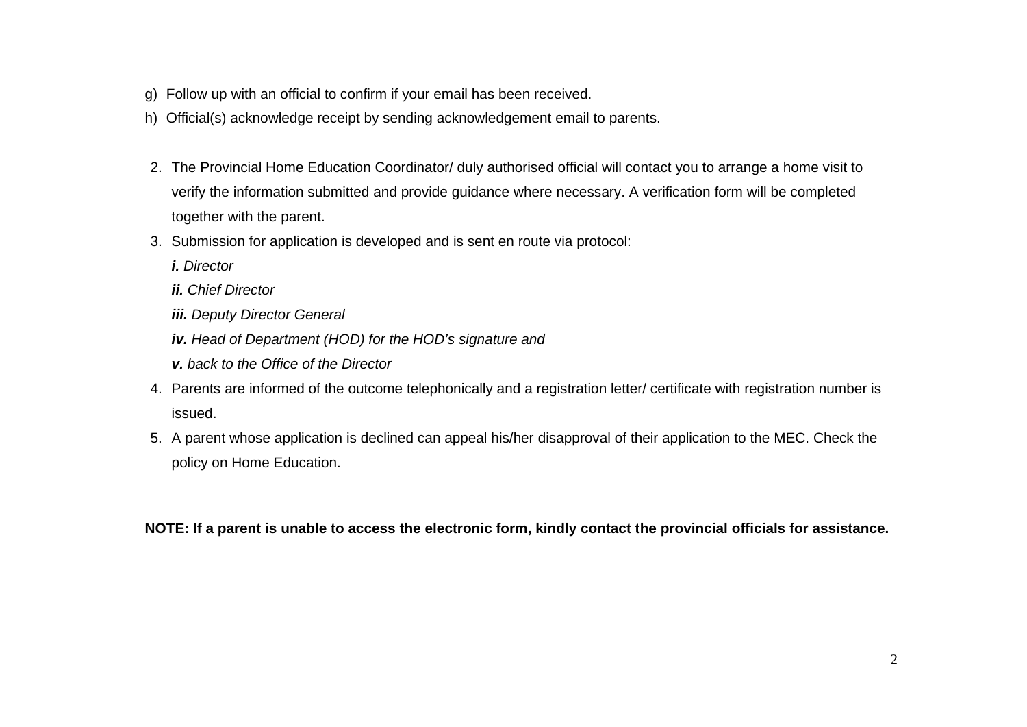g) Follow up with an official to confirm if your email has been received.

h) Official(s) acknowledge receipt by sending acknowledgement email to parents.

2. The Provincial Home Education Coordinator/ duly authorised official will contact you to arrange a home visit to verify the information submitted and provide guidance where necessary. A verification form will be completed together with the parent.
3. Submission for application is developed and is sent en route via protocol:

   ***i.*** *Director*

   ***ii.*** *Chief Director*

   ***iii.*** *Deputy Director General*

   ***iv.*** *Head of Department (HOD) for the HOD's signature and*

   ***v.*** *back to the Office of the Director*
4. Parents are informed of the outcome telephonically and a registration letter/ certificate with registration number is issued.
5. A parent whose application is declined can appeal his/her disapproval of their application to the MEC. Check the policy on Home Education.

**NOTE: If a parent is unable to access the electronic form, kindly contact the provincial officials for assistance.**